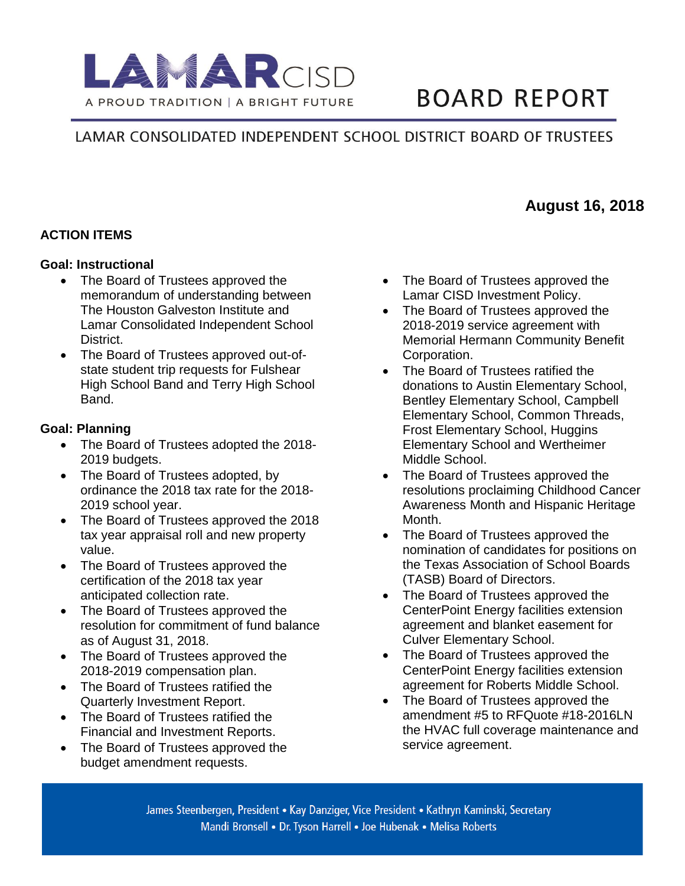# LAMAR CISD

A PROUD TRADITION | A BRIGHT FUTURE

# BOARD REPORT

LAMAR CONSOLIDATED INDEPENDENT SCHOOL DISTRICT BOARD OF TRUSTEES

**August 16, 2018**

## ACTION ITEMS

### Goal: Instructional

- The Board of Trustees approved the memorandum of understanding between The Houston Galveston Institute and Lamar Consolidated Independent School District.
- The Board of Trustees approved out-of-state student trip requests for Fulshear High School Band and Terry High School Band.

### Goal: Planning

- The Board of Trustees adopted the 2018-2019 budgets.
- The Board of Trustees adopted, by ordinance the 2018 tax rate for the 2018-2019 school year.
- The Board of Trustees approved the 2018 tax year appraisal roll and new property value.
- The Board of Trustees approved the certification of the 2018 tax year anticipated collection rate.
- The Board of Trustees approved the resolution for commitment of fund balance as of August 31, 2018.
- The Board of Trustees approved the 2018-2019 compensation plan.
- The Board of Trustees ratified the Quarterly Investment Report.
- The Board of Trustees ratified the Financial and Investment Reports.
- The Board of Trustees approved the budget amendment requests.
- The Board of Trustees approved the Lamar CISD Investment Policy.
- The Board of Trustees approved the 2018-2019 service agreement with Memorial Hermann Community Benefit Corporation.
- The Board of Trustees ratified the donations to Austin Elementary School, Bentley Elementary School, Campbell Elementary School, Common Threads, Frost Elementary School, Huggins Elementary School and Wertheimer Middle School.
- The Board of Trustees approved the resolutions proclaiming Childhood Cancer Awareness Month and Hispanic Heritage Month.
- The Board of Trustees approved the nomination of candidates for positions on the Texas Association of School Boards (TASB) Board of Directors.
- The Board of Trustees approved the CenterPoint Energy facilities extension agreement and blanket easement for Culver Elementary School.
- The Board of Trustees approved the CenterPoint Energy facilities extension agreement for Roberts Middle School.
- The Board of Trustees approved the amendment #5 to RFQuote #18-2016LN the HVAC full coverage maintenance and service agreement.

James Steenbergen, President • Kay Danziger, Vice President • Kathryn Kaminski, Secretary
Mandi Bronsell • Dr. Tyson Harrell • Joe Hubenak • Melisa Roberts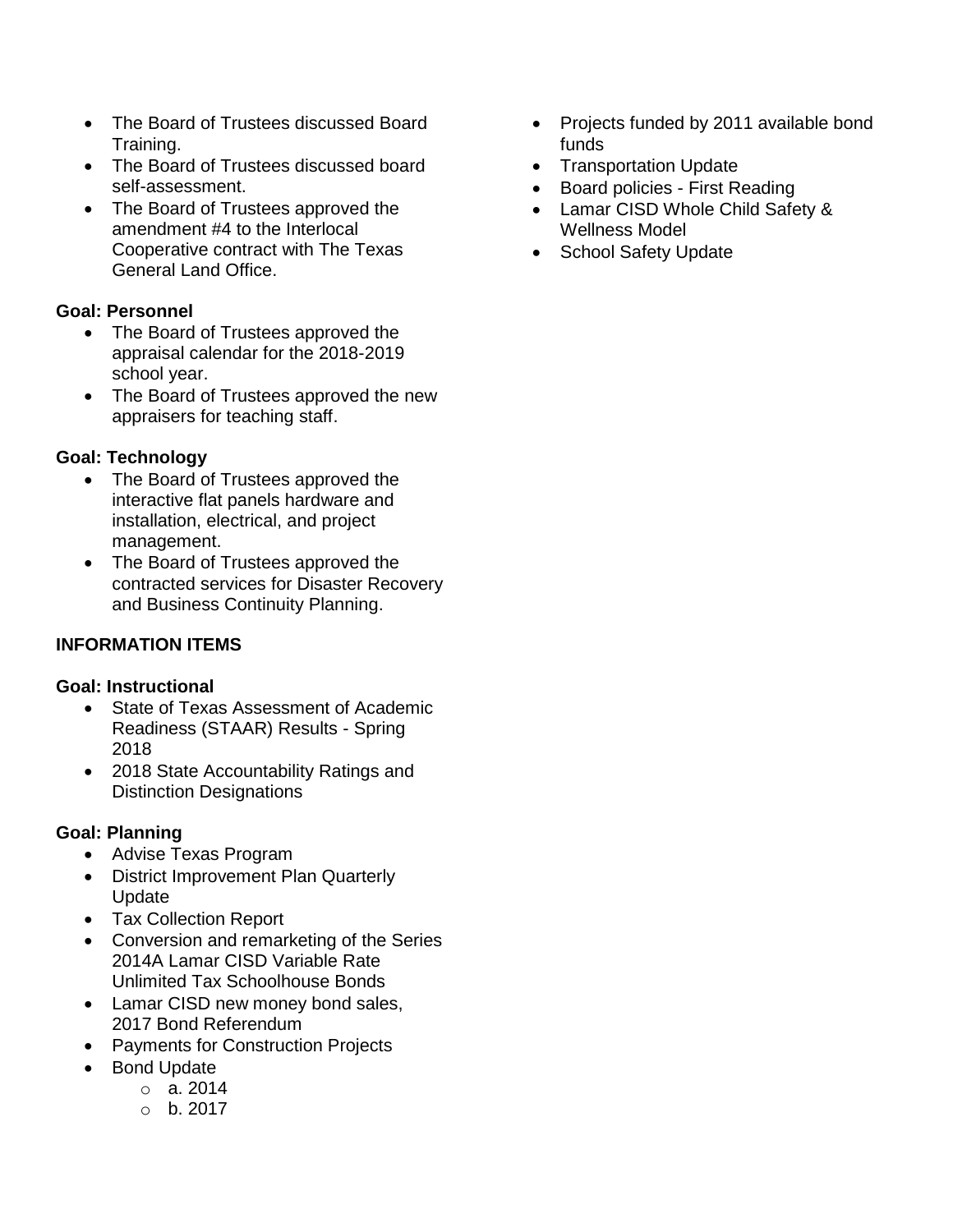- The Board of Trustees discussed Board Training.
- The Board of Trustees discussed board self-assessment.
- The Board of Trustees approved the amendment #4 to the Interlocal Cooperative contract with The Texas General Land Office.

**Goal: Personnel**

- The Board of Trustees approved the appraisal calendar for the 2018-2019 school year.
- The Board of Trustees approved the new appraisers for teaching staff.

**Goal: Technology**

- The Board of Trustees approved the interactive flat panels hardware and installation, electrical, and project management.
- The Board of Trustees approved the contracted services for Disaster Recovery and Business Continuity Planning.

**INFORMATION ITEMS**

**Goal: Instructional**

- State of Texas Assessment of Academic Readiness (STAAR) Results - Spring 2018
- 2018 State Accountability Ratings and Distinction Designations

**Goal: Planning**

- Advise Texas Program
- District Improvement Plan Quarterly Update
- Tax Collection Report
- Conversion and remarketing of the Series 2014A Lamar CISD Variable Rate Unlimited Tax Schoolhouse Bonds
- Lamar CISD new money bond sales, 2017 Bond Referendum
- Payments for Construction Projects
- Bond Update
  - a. 2014
  - b. 2017
- Projects funded by 2011 available bond funds
- Transportation Update
- Board policies - First Reading
- Lamar CISD Whole Child Safety & Wellness Model
- School Safety Update